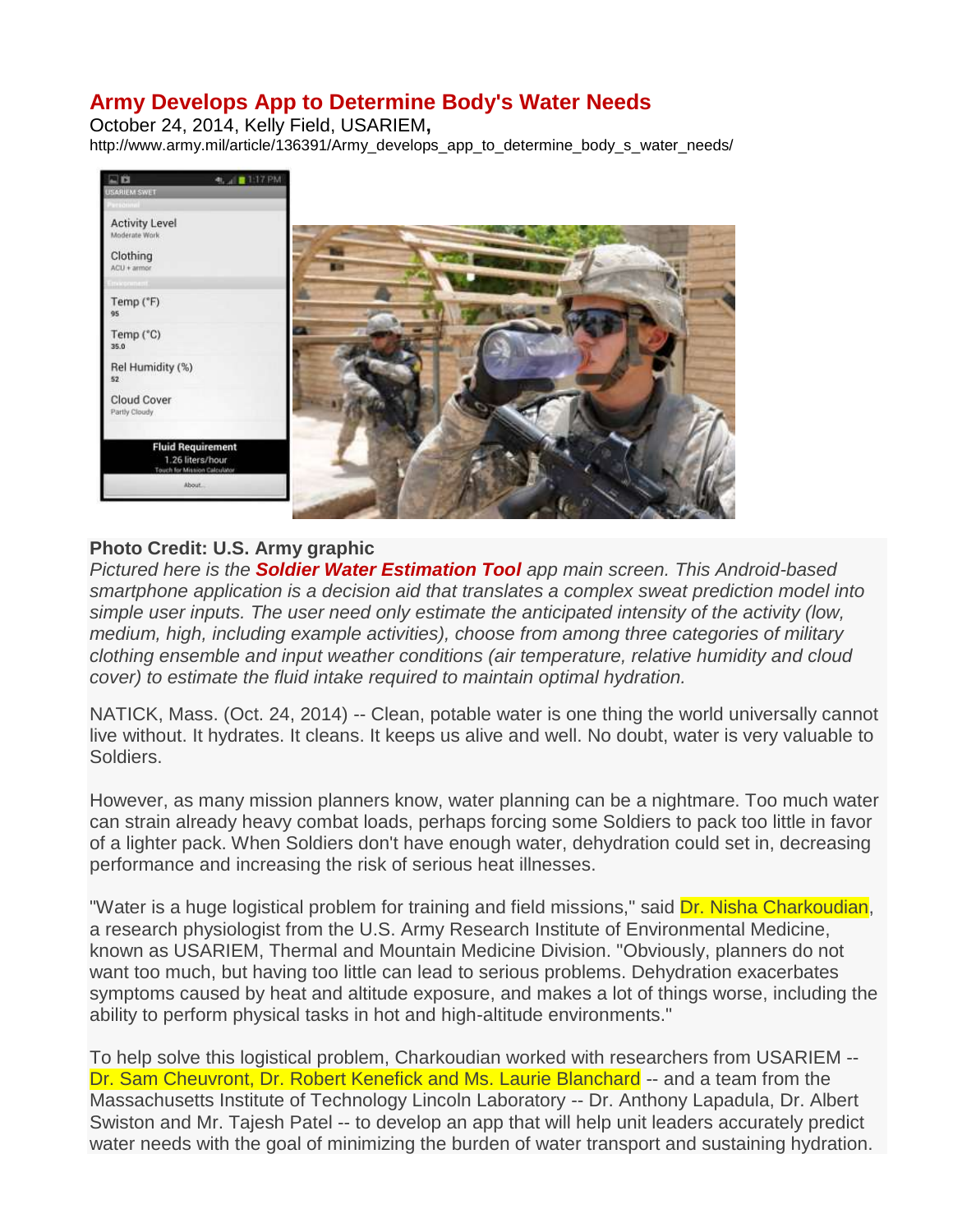# Army Develops App to Determine Body's Water Needs

October 24, 2014, Kelly Field, USARIEM**,**

http://www.army.mil/article/136391/Army_develops_app_to_determine_body_s_water_needs/

**Photo Credit: U.S. Army graphic**

*Pictured here is the **Soldier Water Estimation Tool** app main screen. This Android-based smartphone application is a decision aid that translates a complex sweat prediction model into simple user inputs. The user need only estimate the anticipated intensity of the activity (low, medium, high, including example activities), choose from among three categories of military clothing ensemble and input weather conditions (air temperature, relative humidity and cloud cover) to estimate the fluid intake required to maintain optimal hydration.*

NATICK, Mass. (Oct. 24, 2014) -- Clean, potable water is one thing the world universally cannot live without. It hydrates. It cleans. It keeps us alive and well. No doubt, water is very valuable to Soldiers.

However, as many mission planners know, water planning can be a nightmare. Too much water can strain already heavy combat loads, perhaps forcing some Soldiers to pack too little in favor of a lighter pack. When Soldiers don't have enough water, dehydration could set in, decreasing performance and increasing the risk of serious heat illnesses.

"Water is a huge logistical problem for training and field missions," said Dr. Nisha Charkoudian, a research physiologist from the U.S. Army Research Institute of Environmental Medicine, known as USARIEM, Thermal and Mountain Medicine Division. "Obviously, planners do not want too much, but having too little can lead to serious problems. Dehydration exacerbates symptoms caused by heat and altitude exposure, and makes a lot of things worse, including the ability to perform physical tasks in hot and high-altitude environments."

To help solve this logistical problem, Charkoudian worked with researchers from USARIEM -- Dr. Sam Cheuvront, Dr. Robert Kenefick and Ms. Laurie Blanchard -- and a team from the Massachusetts Institute of Technology Lincoln Laboratory -- Dr. Anthony Lapadula, Dr. Albert Swiston and Mr. Tajesh Patel -- to develop an app that will help unit leaders accurately predict water needs with the goal of minimizing the burden of water transport and sustaining hydration.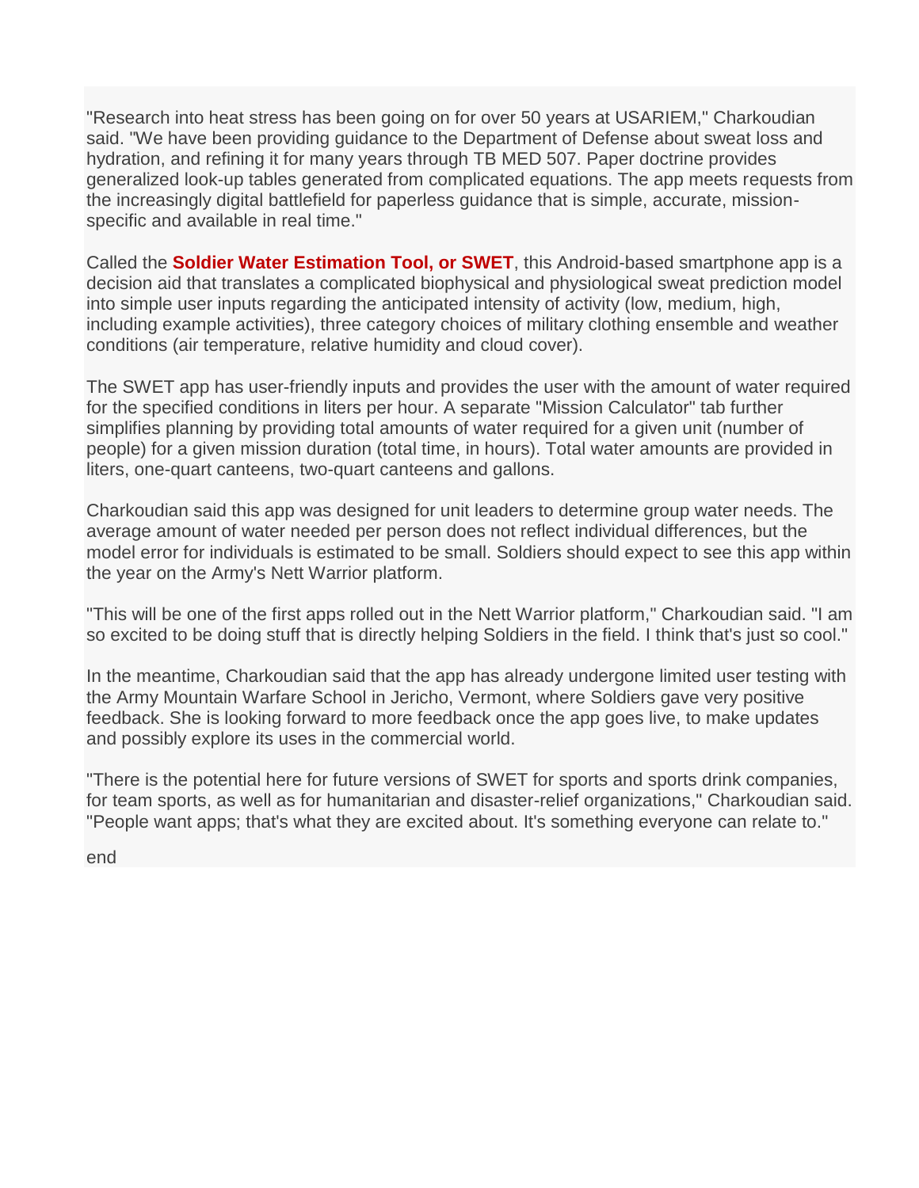"Research into heat stress has been going on for over 50 years at USARIEM," Charkoudian said. "We have been providing guidance to the Department of Defense about sweat loss and hydration, and refining it for many years through TB MED 507. Paper doctrine provides generalized look-up tables generated from complicated equations. The app meets requests from the increasingly digital battlefield for paperless guidance that is simple, accurate, mission-specific and available in real time."

Called the **Soldier Water Estimation Tool, or SWET**, this Android-based smartphone app is a decision aid that translates a complicated biophysical and physiological sweat prediction model into simple user inputs regarding the anticipated intensity of activity (low, medium, high, including example activities), three category choices of military clothing ensemble and weather conditions (air temperature, relative humidity and cloud cover).

The SWET app has user-friendly inputs and provides the user with the amount of water required for the specified conditions in liters per hour. A separate "Mission Calculator" tab further simplifies planning by providing total amounts of water required for a given unit (number of people) for a given mission duration (total time, in hours). Total water amounts are provided in liters, one-quart canteens, two-quart canteens and gallons.

Charkoudian said this app was designed for unit leaders to determine group water needs. The average amount of water needed per person does not reflect individual differences, but the model error for individuals is estimated to be small. Soldiers should expect to see this app within the year on the Army's Nett Warrior platform.

"This will be one of the first apps rolled out in the Nett Warrior platform," Charkoudian said. "I am so excited to be doing stuff that is directly helping Soldiers in the field. I think that's just so cool."

In the meantime, Charkoudian said that the app has already undergone limited user testing with the Army Mountain Warfare School in Jericho, Vermont, where Soldiers gave very positive feedback. She is looking forward to more feedback once the app goes live, to make updates and possibly explore its uses in the commercial world.

"There is the potential here for future versions of SWET for sports and sports drink companies, for team sports, as well as for humanitarian and disaster-relief organizations," Charkoudian said. "People want apps; that's what they are excited about. It's something everyone can relate to."

end